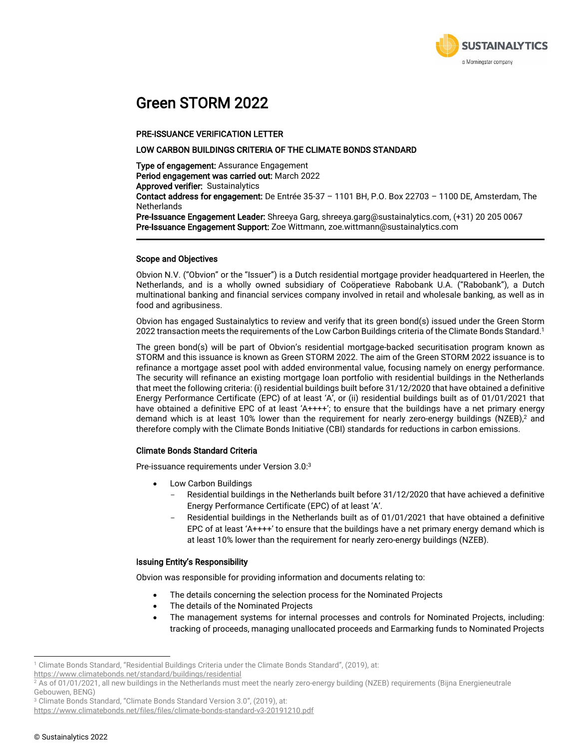# Green STORM 2022

**PRE-ISSUANCE VERIFICATION LETTER**

**LOW CARBON BUILDINGS CRITERIA OF THE CLIMATE BONDS STANDARD**

**Type of engagement:** Assurance Engagement
**Period engagement was carried out:** March 2022
**Approved verifier:** Sustainalytics
**Contact address for engagement:** De Entrée 35-37 – 1101 BH, P.O. Box 22703 – 1100 DE, Amsterdam, The Netherlands
**Pre-Issuance Engagement Leader:** Shreeya Garg, shreeya.garg@sustainalytics.com, (+31) 20 205 0067
**Pre-Issuance Engagement Support:** Zoe Wittmann, zoe.wittmann@sustainalytics.com

---

### Scope and Objectives

Obvion N.V. ("Obvion" or the "Issuer") is a Dutch residential mortgage provider headquartered in Heerlen, the Netherlands, and is a wholly owned subsidiary of Coöperatieve Rabobank U.A. ("Rabobank"), a Dutch multinational banking and financial services company involved in retail and wholesale banking, as well as in food and agribusiness.

Obvion has engaged Sustainalytics to review and verify that its green bond(s) issued under the Green Storm 2022 transaction meets the requirements of the Low Carbon Buildings criteria of the Climate Bonds Standard.[1]

The green bond(s) will be part of Obvion's residential mortgage-backed securitisation program known as STORM and this issuance is known as Green STORM 2022. The aim of the Green STORM 2022 issuance is to refinance a mortgage asset pool with added environmental value, focusing namely on energy performance. The security will refinance an existing mortgage loan portfolio with residential buildings in the Netherlands that meet the following criteria: (i) residential buildings built before 31/12/2020 that have obtained a definitive Energy Performance Certificate (EPC) of at least 'A', or (ii) residential buildings built as of 01/01/2021 that have obtained a definitive EPC of at least 'A++++'; to ensure that the buildings have a net primary energy demand which is at least 10% lower than the requirement for nearly zero-energy buildings (NZEB),[2] and therefore comply with the Climate Bonds Initiative (CBI) standards for reductions in carbon emissions.

### Climate Bonds Standard Criteria

Pre-issuance requirements under Version 3.0:[3]

- Low Carbon Buildings
  - Residential buildings in the Netherlands built before 31/12/2020 that have achieved a definitive Energy Performance Certificate (EPC) of at least 'A'.
  - Residential buildings in the Netherlands built as of 01/01/2021 that have obtained a definitive EPC of at least 'A++++' to ensure that the buildings have a net primary energy demand which is at least 10% lower than the requirement for nearly zero-energy buildings (NZEB).

### Issuing Entity's Responsibility

Obvion was responsible for providing information and documents relating to:

- The details concerning the selection process for the Nominated Projects
- The details of the Nominated Projects
- The management systems for internal processes and controls for Nominated Projects, including: tracking of proceeds, managing unallocated proceeds and Earmarking funds to Nominated Projects

---

[1] Climate Bonds Standard, "Residential Buildings Criteria under the Climate Bonds Standard", (2019), at: https://www.climatebonds.net/standard/buildings/residential

[2] As of 01/01/2021, all new buildings in the Netherlands must meet the nearly zero-energy building (NZEB) requirements (Bijna Energieneutrale Gebouwen, BENG)

[3] Climate Bonds Standard, "Climate Bonds Standard Version 3.0", (2019), at: https://www.climatebonds.net/files/files/climate-bonds-standard-v3-20191210.pdf

© Sustainalytics 2022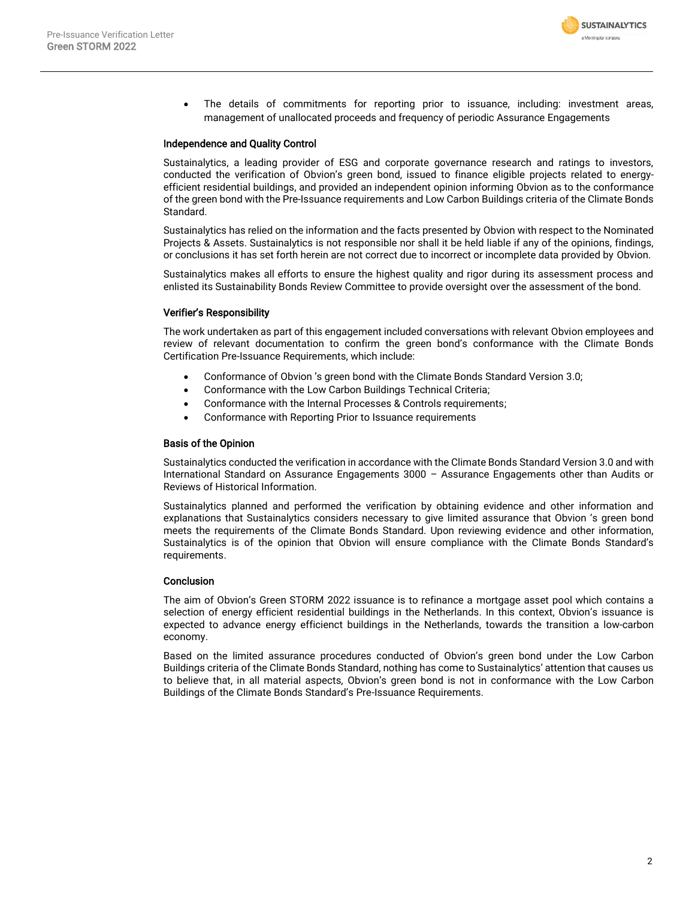- The details of commitments for reporting prior to issuance, including: investment areas, management of unallocated proceeds and frequency of periodic Assurance Engagements

### Independence and Quality Control

Sustainalytics, a leading provider of ESG and corporate governance research and ratings to investors, conducted the verification of Obvion's green bond, issued to finance eligible projects related to energy-efficient residential buildings, and provided an independent opinion informing Obvion as to the conformance of the green bond with the Pre-Issuance requirements and Low Carbon Buildings criteria of the Climate Bonds Standard.

Sustainalytics has relied on the information and the facts presented by Obvion with respect to the Nominated Projects & Assets. Sustainalytics is not responsible nor shall it be held liable if any of the opinions, findings, or conclusions it has set forth herein are not correct due to incorrect or incomplete data provided by Obvion.

Sustainalytics makes all efforts to ensure the highest quality and rigor during its assessment process and enlisted its Sustainability Bonds Review Committee to provide oversight over the assessment of the bond.

### Verifier's Responsibility

The work undertaken as part of this engagement included conversations with relevant Obvion employees and review of relevant documentation to confirm the green bond's conformance with the Climate Bonds Certification Pre-Issuance Requirements, which include:

- Conformance of Obvion 's green bond with the Climate Bonds Standard Version 3.0;
- Conformance with the Low Carbon Buildings Technical Criteria;
- Conformance with the Internal Processes & Controls requirements;
- Conformance with Reporting Prior to Issuance requirements

### Basis of the Opinion

Sustainalytics conducted the verification in accordance with the Climate Bonds Standard Version 3.0 and with International Standard on Assurance Engagements 3000 – Assurance Engagements other than Audits or Reviews of Historical Information.

Sustainalytics planned and performed the verification by obtaining evidence and other information and explanations that Sustainalytics considers necessary to give limited assurance that Obvion 's green bond meets the requirements of the Climate Bonds Standard. Upon reviewing evidence and other information, Sustainalytics is of the opinion that Obvion will ensure compliance with the Climate Bonds Standard's requirements.

### Conclusion

The aim of Obvion's Green STORM 2022 issuance is to refinance a mortgage asset pool which contains a selection of energy efficient residential buildings in the Netherlands. In this context, Obvion's issuance is expected to advance energy efficient buildings in the Netherlands, towards the transition a low-carbon economy.

Based on the limited assurance procedures conducted of Obvion's green bond under the Low Carbon Buildings criteria of the Climate Bonds Standard, nothing has come to Sustainalytics' attention that causes us to believe that, in all material aspects, Obvion's green bond is not in conformance with the Low Carbon Buildings of the Climate Bonds Standard's Pre-Issuance Requirements.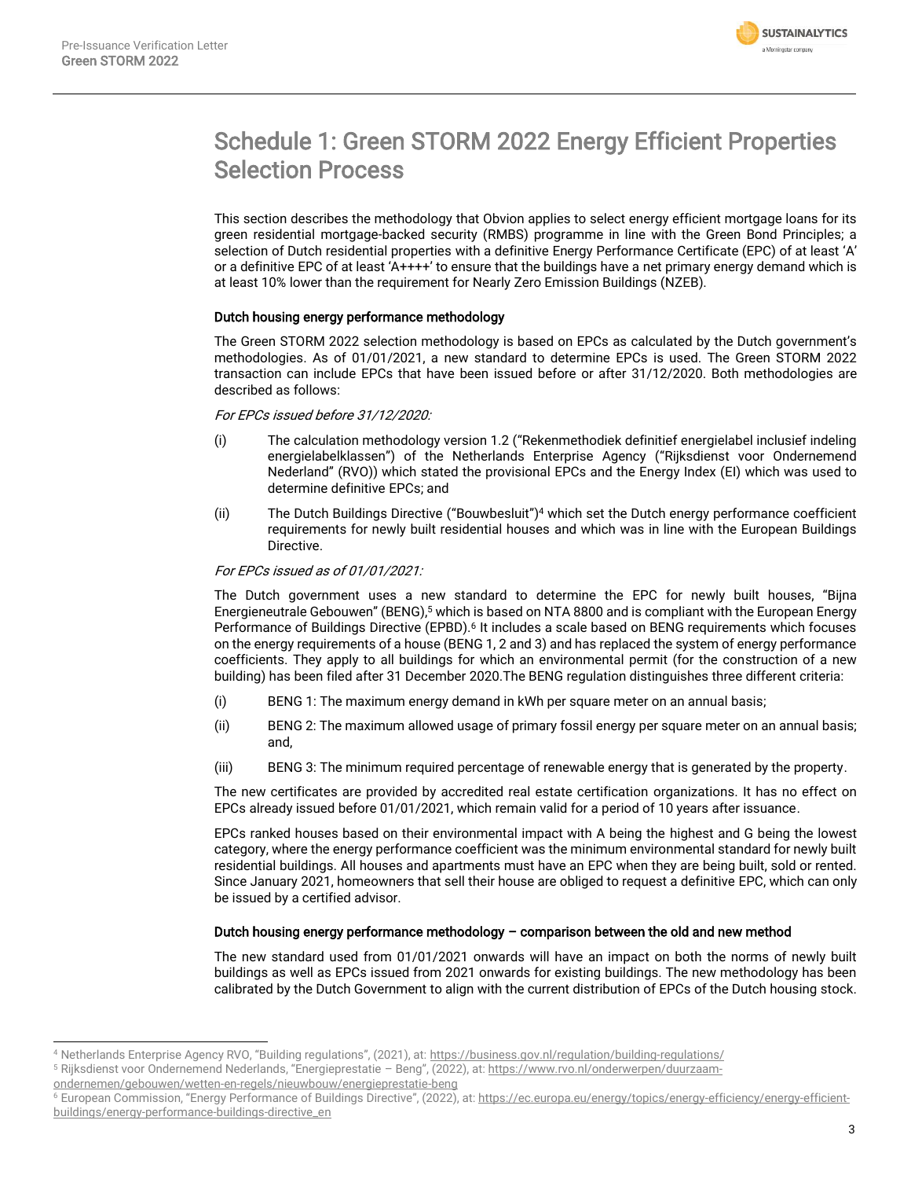# Schedule 1: Green STORM 2022 Energy Efficient Properties Selection Process

This section describes the methodology that Obvion applies to select energy efficient mortgage loans for its green residential mortgage-backed security (RMBS) programme in line with the Green Bond Principles; a selection of Dutch residential properties with a definitive Energy Performance Certificate (EPC) of at least 'A' or a definitive EPC of at least 'A++++' to ensure that the buildings have a net primary energy demand which is at least 10% lower than the requirement for Nearly Zero Emission Buildings (NZEB).

**Dutch housing energy performance methodology**

The Green STORM 2022 selection methodology is based on EPCs as calculated by the Dutch government's methodologies. As of 01/01/2021, a new standard to determine EPCs is used. The Green STORM 2022 transaction can include EPCs that have been issued before or after 31/12/2020. Both methodologies are described as follows:

*For EPCs issued before 31/12/2020:*

(i) The calculation methodology version 1.2 ("Rekenmethodiek definitief energielabel inclusief indeling energielabelklassen") of the Netherlands Enterprise Agency ("Rijksdienst voor Ondernemend Nederland" (RVO)) which stated the provisional EPCs and the Energy Index (EI) which was used to determine definitive EPCs; and

(ii) The Dutch Buildings Directive ("Bouwbesluit")[4] which set the Dutch energy performance coefficient requirements for newly built residential houses and which was in line with the European Buildings Directive.

*For EPCs issued as of 01/01/2021:*

The Dutch government uses a new standard to determine the EPC for newly built houses, "Bijna Energieneutrale Gebouwen" (BENG),[5] which is based on NTA 8800 and is compliant with the European Energy Performance of Buildings Directive (EPBD).[6] It includes a scale based on BENG requirements which focuses on the energy requirements of a house (BENG 1, 2 and 3) and has replaced the system of energy performance coefficients. They apply to all buildings for which an environmental permit (for the construction of a new building) has been filed after 31 December 2020.The BENG regulation distinguishes three different criteria:

(i) BENG 1: The maximum energy demand in kWh per square meter on an annual basis;

(ii) BENG 2: The maximum allowed usage of primary fossil energy per square meter on an annual basis; and,

(iii) BENG 3: The minimum required percentage of renewable energy that is generated by the property.

The new certificates are provided by accredited real estate certification organizations. It has no effect on EPCs already issued before 01/01/2021, which remain valid for a period of 10 years after issuance.

EPCs ranked houses based on their environmental impact with A being the highest and G being the lowest category, where the energy performance coefficient was the minimum environmental standard for newly built residential buildings. All houses and apartments must have an EPC when they are being built, sold or rented. Since January 2021, homeowners that sell their house are obliged to request a definitive EPC, which can only be issued by a certified advisor.

**Dutch housing energy performance methodology – comparison between the old and new method**

The new standard used from 01/01/2021 onwards will have an impact on both the norms of newly built buildings as well as EPCs issued from 2021 onwards for existing buildings. The new methodology has been calibrated by the Dutch Government to align with the current distribution of EPCs of the Dutch housing stock.

---

[4] Netherlands Enterprise Agency RVO, "Building regulations", (2021), at: https://business.gov.nl/regulation/building-regulations/

[5] Rijksdienst voor Ondernemend Nederlands, "Energieprestatie – Beng", (2022), at: https://www.rvo.nl/onderwerpen/duurzaam-ondernemen/gebouwen/wetten-en-regels/nieuwbouw/energieprestatie-beng

[6] European Commission, "Energy Performance of Buildings Directive", (2022), at: https://ec.europa.eu/energy/topics/energy-efficiency/energy-efficient-buildings/energy-performance-buildings-directive_en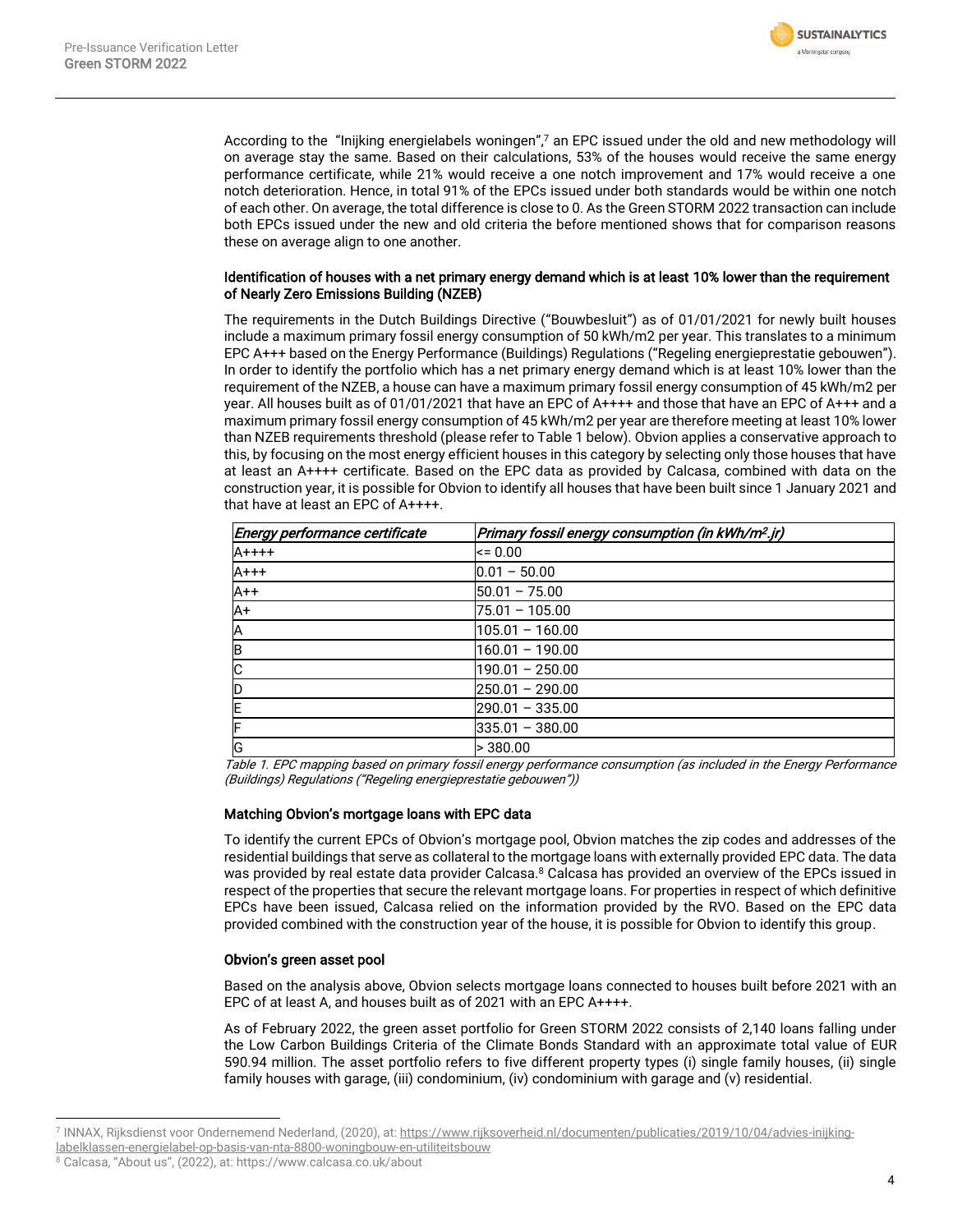According to the "Inijking energielabels woningen",[7] an EPC issued under the old and new methodology will on average stay the same. Based on their calculations, 53% of the houses would receive the same energy performance certificate, while 21% would receive a one notch improvement and 17% would receive a one notch deterioration. Hence, in total 91% of the EPCs issued under both standards would be within one notch of each other. On average, the total difference is close to 0. As the Green STORM 2022 transaction can include both EPCs issued under the new and old criteria the before mentioned shows that for comparison reasons these on average align to one another.

### Identification of houses with a net primary energy demand which is at least 10% lower than the requirement of Nearly Zero Emissions Building (NZEB)

The requirements in the Dutch Buildings Directive ("Bouwbesluit") as of 01/01/2021 for newly built houses include a maximum primary fossil energy consumption of 50 kWh/m2 per year. This translates to a minimum EPC A+++ based on the Energy Performance (Buildings) Regulations ("Regeling energieprestatie gebouwen"). In order to identify the portfolio which has a net primary energy demand which is at least 10% lower than the requirement of the NZEB, a house can have a maximum primary fossil energy consumption of 45 kWh/m2 per year. All houses built as of 01/01/2021 that have an EPC of A++++ and those that have an EPC of A+++ and a maximum primary fossil energy consumption of 45 kWh/m2 per year are therefore meeting at least 10% lower than NZEB requirements threshold (please refer to Table 1 below). Obvion applies a conservative approach to this, by focusing on the most energy efficient houses in this category by selecting only those houses that have at least an A++++ certificate. Based on the EPC data as provided by Calcasa, combined with data on the construction year, it is possible for Obvion to identify all houses that have been built since 1 January 2021 and that have at least an EPC of A++++.

| *Energy performance certificate* | *Primary fossil energy consumption (in kWh/m$^2$.jr)* |
|---|---|
| A++++ | <= 0.00 |
| A+++ | 0.01 – 50.00 |
| A++ | 50.01 – 75.00 |
| A+ | 75.01 – 105.00 |
| A | 105.01 – 160.00 |
| B | 160.01 – 190.00 |
| C | 190.01 – 250.00 |
| D | 250.01 – 290.00 |
| E | 290.01 – 335.00 |
| F | 335.01 – 380.00 |
| G | > 380.00 |

*Table 1. EPC mapping based on primary fossil energy performance consumption (as included in the Energy Performance (Buildings) Regulations ("Regeling energieprestatie gebouwen"))*

### Matching Obvion's mortgage loans with EPC data

To identify the current EPCs of Obvion's mortgage pool, Obvion matches the zip codes and addresses of the residential buildings that serve as collateral to the mortgage loans with externally provided EPC data. The data was provided by real estate data provider Calcasa.[8] Calcasa has provided an overview of the EPCs issued in respect of the properties that secure the relevant mortgage loans. For properties in respect of which definitive EPCs have been issued, Calcasa relied on the information provided by the RVO. Based on the EPC data provided combined with the construction year of the house, it is possible for Obvion to identify this group.

### Obvion's green asset pool

Based on the analysis above, Obvion selects mortgage loans connected to houses built before 2021 with an EPC of at least A, and houses built as of 2021 with an EPC A++++.

As of February 2022, the green asset portfolio for Green STORM 2022 consists of 2,140 loans falling under the Low Carbon Buildings Criteria of the Climate Bonds Standard with an approximate total value of EUR 590.94 million. The asset portfolio refers to five different property types (i) single family houses, (ii) single family houses with garage, (iii) condominium, (iv) condominium with garage and (v) residential.

---

[7] INNAX, Rijksdienst voor Ondernemend Nederland, (2020), at: https://www.rijksoverheid.nl/documenten/publicaties/2019/10/04/advies-inijking-labelklassen-energielabel-op-basis-van-nta-8800-woningbouw-en-utiliteitsbouw

[8] Calcasa, "About us", (2022), at: https://www.calcasa.co.uk/about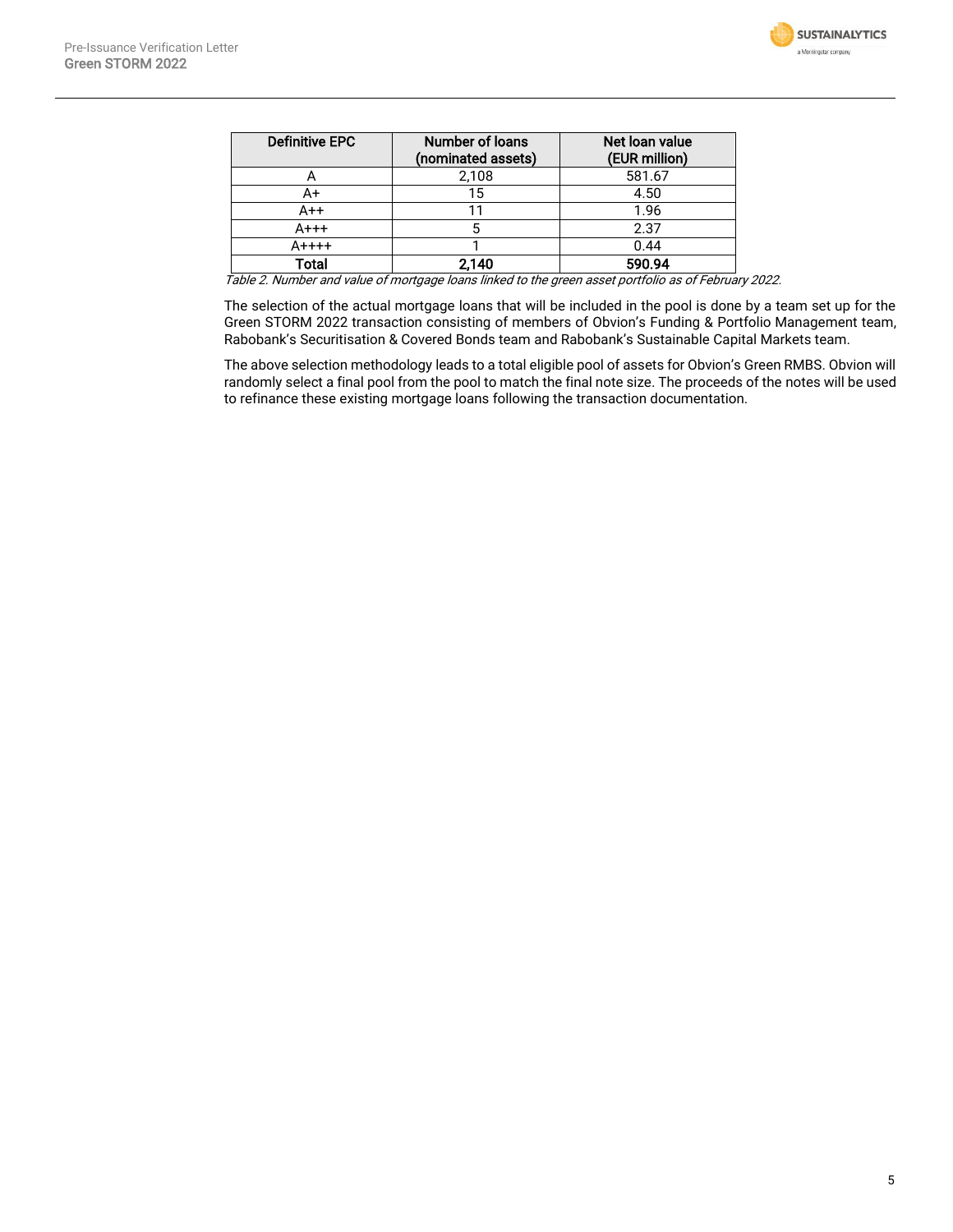| Definitive EPC | Number of loans (nominated assets) | Net loan value (EUR million) |
|---|---|---|
| A | 2,108 | 581.67 |
| A+ | 15 | 4.50 |
| A++ | 11 | 1.96 |
| A+++ | 5 | 2.37 |
| A++++ | 1 | 0.44 |
| **Total** | **2,140** | **590.94** |

*Table 2. Number and value of mortgage loans linked to the green asset portfolio as of February 2022.*

The selection of the actual mortgage loans that will be included in the pool is done by a team set up for the Green STORM 2022 transaction consisting of members of Obvion's Funding & Portfolio Management team, Rabobank's Securitisation & Covered Bonds team and Rabobank's Sustainable Capital Markets team.

The above selection methodology leads to a total eligible pool of assets for Obvion's Green RMBS. Obvion will randomly select a final pool from the pool to match the final note size. The proceeds of the notes will be used to refinance these existing mortgage loans following the transaction documentation.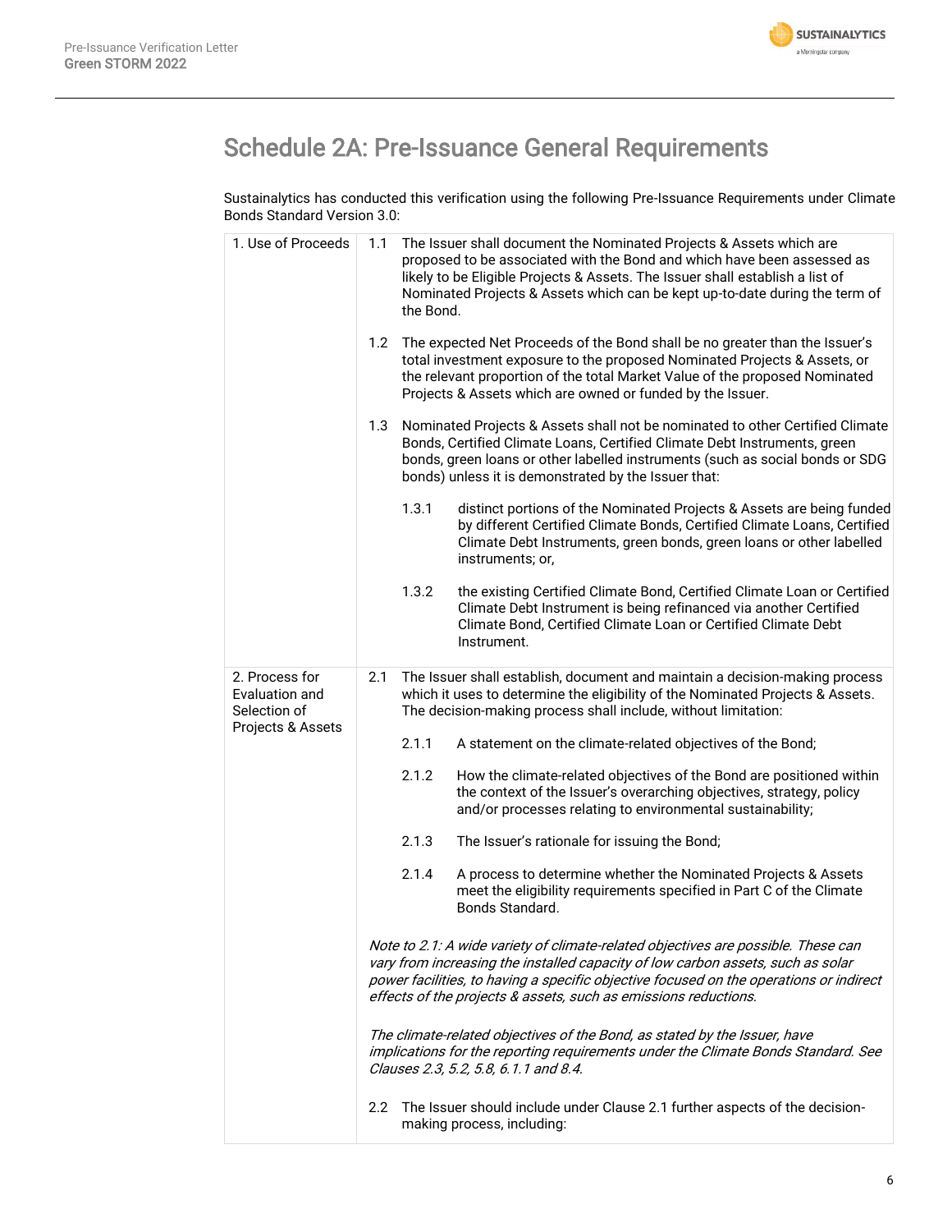## Schedule 2A: Pre-Issuance General Requirements

Sustainalytics has conducted this verification using the following Pre-Issuance Requirements under Climate Bonds Standard Version 3.0:

| | |
|---|---|
| 1. Use of Proceeds | 1.1 The Issuer shall document the Nominated Projects & Assets which are proposed to be associated with the Bond and which have been assessed as likely to be Eligible Projects & Assets. The Issuer shall establish a list of Nominated Projects & Assets which can be kept up-to-date during the term of the Bond.<br><br>1.2 The expected Net Proceeds of the Bond shall be no greater than the Issuer's total investment exposure to the proposed Nominated Projects & Assets, or the relevant proportion of the total Market Value of the proposed Nominated Projects & Assets which are owned or funded by the Issuer.<br><br>1.3 Nominated Projects & Assets shall not be nominated to other Certified Climate Bonds, Certified Climate Loans, Certified Climate Debt Instruments, green bonds, green loans or other labelled instruments (such as social bonds or SDG bonds) unless it is demonstrated by the Issuer that:<br><br>1.3.1 distinct portions of the Nominated Projects & Assets are being funded by different Certified Climate Bonds, Certified Climate Loans, Certified Climate Debt Instruments, green bonds, green loans or other labelled instruments; or,<br><br>1.3.2 the existing Certified Climate Bond, Certified Climate Loan or Certified Climate Debt Instrument is being refinanced via another Certified Climate Bond, Certified Climate Loan or Certified Climate Debt Instrument. |
| 2. Process for Evaluation and Selection of Projects & Assets | 2.1 The Issuer shall establish, document and maintain a decision-making process which it uses to determine the eligibility of the Nominated Projects & Assets. The decision-making process shall include, without limitation:<br><br>2.1.1 A statement on the climate-related objectives of the Bond;<br><br>2.1.2 How the climate-related objectives of the Bond are positioned within the context of the Issuer's overarching objectives, strategy, policy and/or processes relating to environmental sustainability;<br><br>2.1.3 The Issuer's rationale for issuing the Bond;<br><br>2.1.4 A process to determine whether the Nominated Projects & Assets meet the eligibility requirements specified in Part C of the Climate Bonds Standard.<br><br>*Note to 2.1: A wide variety of climate-related objectives are possible. These can vary from increasing the installed capacity of low carbon assets, such as solar power facilities, to having a specific objective focused on the operations or indirect effects of the projects & assets, such as emissions reductions.*<br><br>*The climate-related objectives of the Bond, as stated by the Issuer, have implications for the reporting requirements under the Climate Bonds Standard. See Clauses 2.3, 5.2, 5.8, 6.1.1 and 8.4.*<br><br>2.2 The Issuer should include under Clause 2.1 further aspects of the decision-making process, including: |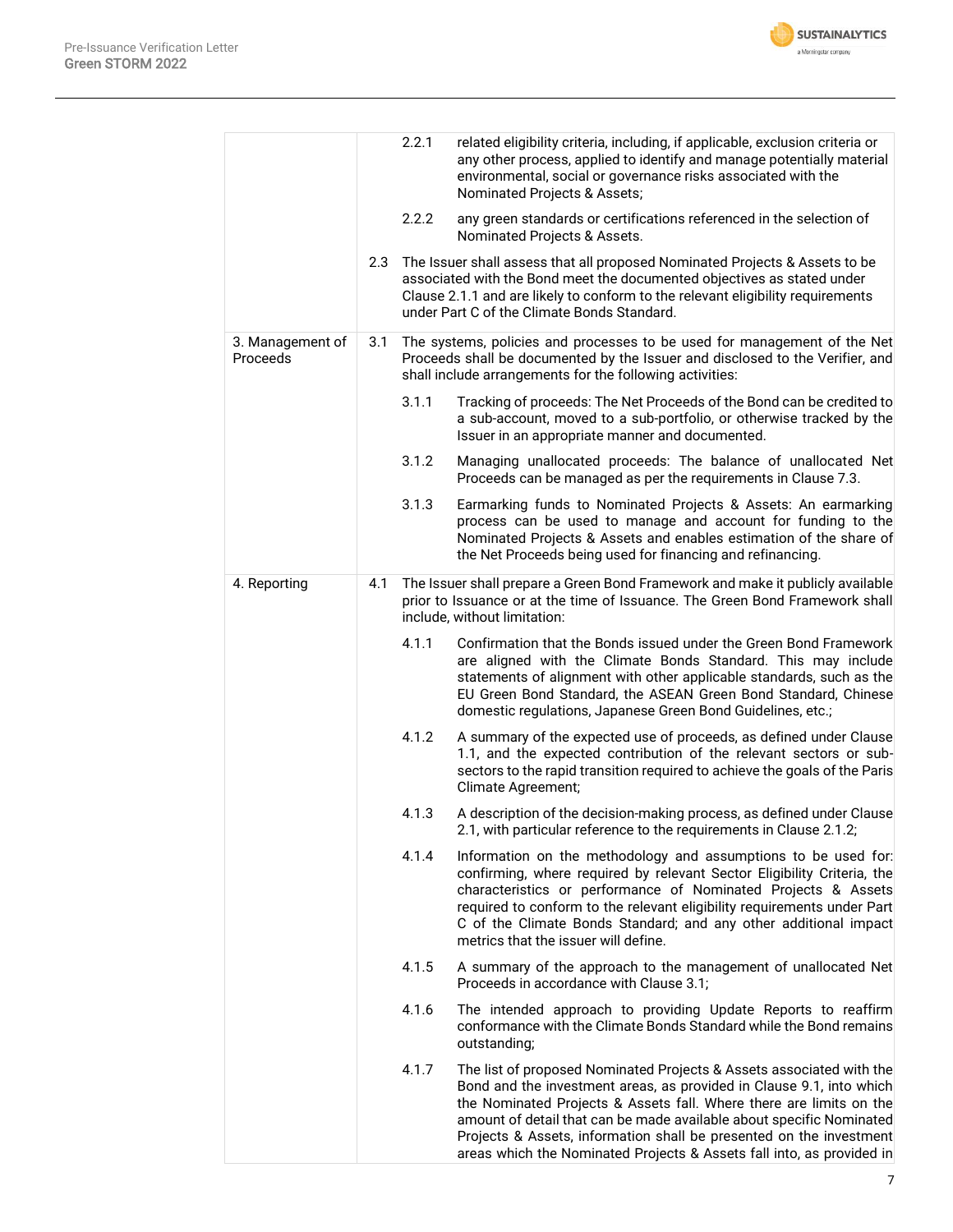| | | |
|---|---|---|
| | | 2.2.1 related eligibility criteria, including, if applicable, exclusion criteria or any other process, applied to identify and manage potentially material environmental, social or governance risks associated with the Nominated Projects & Assets;<br><br>2.2.2 any green standards or certifications referenced in the selection of Nominated Projects & Assets. |
| | 2.3 | The Issuer shall assess that all proposed Nominated Projects & Assets to be associated with the Bond meet the documented objectives as stated under Clause 2.1.1 and are likely to conform to the relevant eligibility requirements under Part C of the Climate Bonds Standard. |
| 3. Management of Proceeds | 3.1 | The systems, policies and processes to be used for management of the Net Proceeds shall be documented by the Issuer and disclosed to the Verifier, and shall include arrangements for the following activities:<br><br>3.1.1 Tracking of proceeds: The Net Proceeds of the Bond can be credited to a sub-account, moved to a sub-portfolio, or otherwise tracked by the Issuer in an appropriate manner and documented.<br><br>3.1.2 Managing unallocated proceeds: The balance of unallocated Net Proceeds can be managed as per the requirements in Clause 7.3.<br><br>3.1.3 Earmarking funds to Nominated Projects & Assets: An earmarking process can be used to manage and account for funding to the Nominated Projects & Assets and enables estimation of the share of the Net Proceeds being used for financing and refinancing. |
| 4. Reporting | 4.1 | The Issuer shall prepare a Green Bond Framework and make it publicly available prior to Issuance or at the time of Issuance. The Green Bond Framework shall include, without limitation:<br><br>4.1.1 Confirmation that the Bonds issued under the Green Bond Framework are aligned with the Climate Bonds Standard. This may include statements of alignment with other applicable standards, such as the EU Green Bond Standard, the ASEAN Green Bond Standard, Chinese domestic regulations, Japanese Green Bond Guidelines, etc.;<br><br>4.1.2 A summary of the expected use of proceeds, as defined under Clause 1.1, and the expected contribution of the relevant sectors or sub-sectors to the rapid transition required to achieve the goals of the Paris Climate Agreement;<br><br>4.1.3 A description of the decision-making process, as defined under Clause 2.1, with particular reference to the requirements in Clause 2.1.2;<br><br>4.1.4 Information on the methodology and assumptions to be used for: confirming, where required by relevant Sector Eligibility Criteria, the characteristics or performance of Nominated Projects & Assets required to conform to the relevant eligibility requirements under Part C of the Climate Bonds Standard; and any other additional impact metrics that the issuer will define.<br><br>4.1.5 A summary of the approach to the management of unallocated Net Proceeds in accordance with Clause 3.1;<br><br>4.1.6 The intended approach to providing Update Reports to reaffirm conformance with the Climate Bonds Standard while the Bond remains outstanding;<br><br>4.1.7 The list of proposed Nominated Projects & Assets associated with the Bond and the investment areas, as provided in Clause 9.1, into which the Nominated Projects & Assets fall. Where there are limits on the amount of detail that can be made available about specific Nominated Projects & Assets, information shall be presented on the investment areas which the Nominated Projects & Assets fall into, as provided in |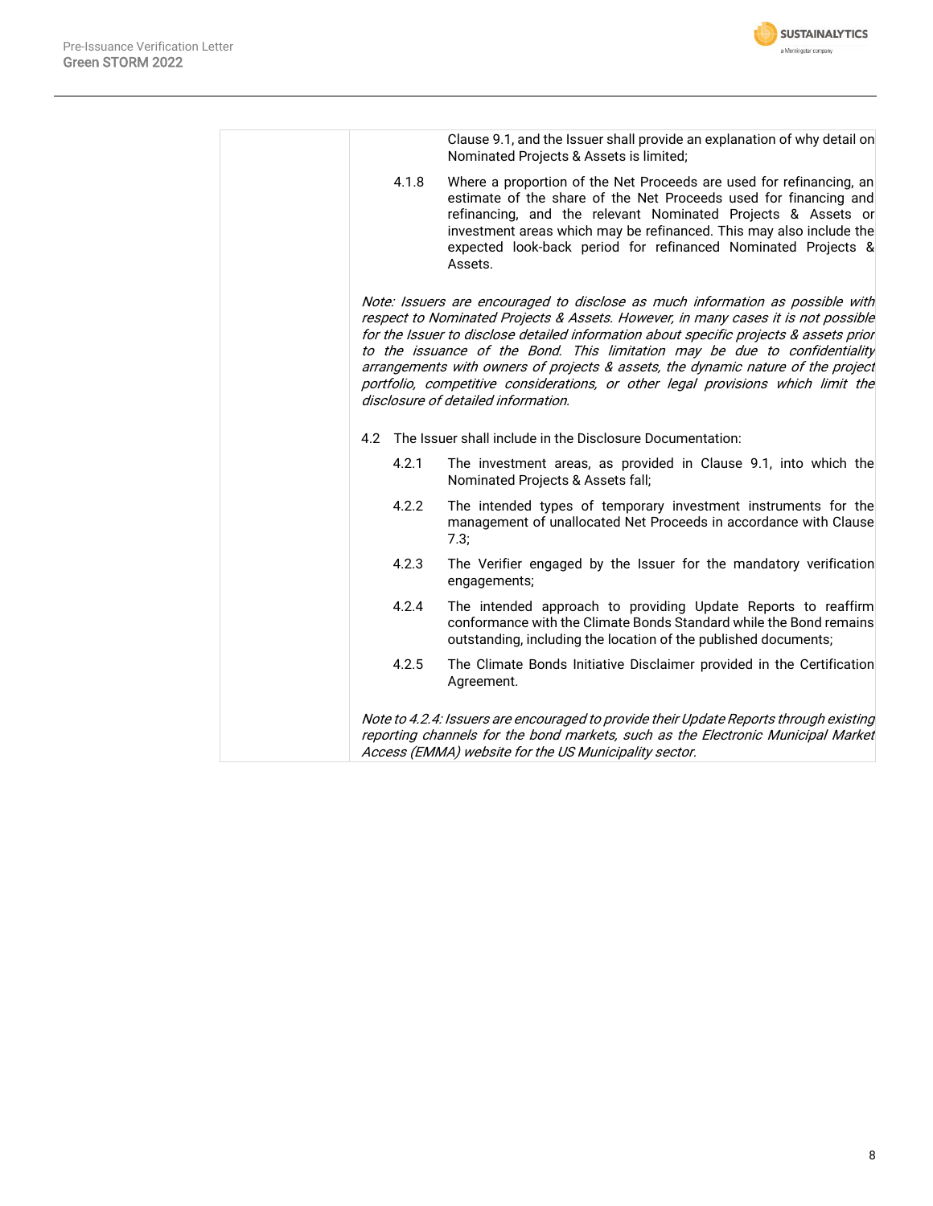| | |
|---|---|
| | Clause 9.1, and the Issuer shall provide an explanation of why detail on Nominated Projects & Assets is limited;<br><br>4.1.8 Where a proportion of the Net Proceeds are used for refinancing, an estimate of the share of the Net Proceeds used for financing and refinancing, and the relevant Nominated Projects & Assets or investment areas which may be refinanced. This may also include the expected look-back period for refinanced Nominated Projects & Assets.<br><br>*Note: Issuers are encouraged to disclose as much information as possible with respect to Nominated Projects & Assets. However, in many cases it is not possible for the Issuer to disclose detailed information about specific projects & assets prior to the issuance of the Bond. This limitation may be due to confidentiality arrangements with owners of projects & assets, the dynamic nature of the project portfolio, competitive considerations, or other legal provisions which limit the disclosure of detailed information.*<br><br>4.2 The Issuer shall include in the Disclosure Documentation:<br><br>4.2.1 The investment areas, as provided in Clause 9.1, into which the Nominated Projects & Assets fall;<br><br>4.2.2 The intended types of temporary investment instruments for the management of unallocated Net Proceeds in accordance with Clause 7.3;<br><br>4.2.3 The Verifier engaged by the Issuer for the mandatory verification engagements;<br><br>4.2.4 The intended approach to providing Update Reports to reaffirm conformance with the Climate Bonds Standard while the Bond remains outstanding, including the location of the published documents;<br><br>4.2.5 The Climate Bonds Initiative Disclaimer provided in the Certification Agreement.<br><br>*Note to 4.2.4: Issuers are encouraged to provide their Update Reports through existing reporting channels for the bond markets, such as the Electronic Municipal Market Access (EMMA) website for the US Municipality sector.* |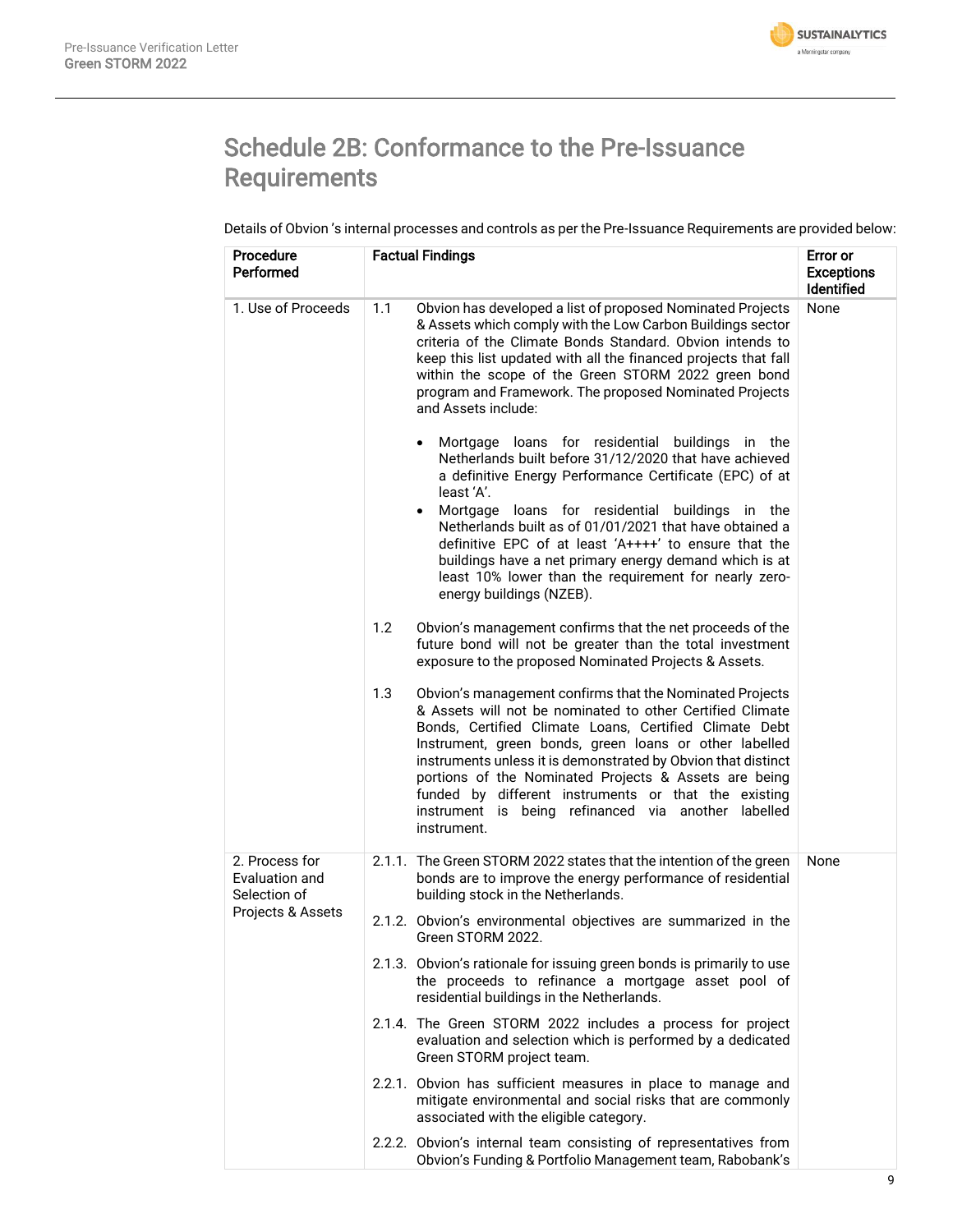# Schedule 2B: Conformance to the Pre-Issuance Requirements

Details of Obvion 's internal processes and controls as per the Pre-Issuance Requirements are provided below:

| Procedure Performed | Factual Findings | Error or Exceptions Identified |
|---|---|---|
| 1. Use of Proceeds | 1.1 Obvion has developed a list of proposed Nominated Projects & Assets which comply with the Low Carbon Buildings sector criteria of the Climate Bonds Standard. Obvion intends to keep this list updated with all the financed projects that fall within the scope of the Green STORM 2022 green bond program and Framework. The proposed Nominated Projects and Assets include:<br><br>• Mortgage loans for residential buildings in the Netherlands built before 31/12/2020 that have achieved a definitive Energy Performance Certificate (EPC) of at least 'A'.<br>• Mortgage loans for residential buildings in the Netherlands built as of 01/01/2021 that have obtained a definitive EPC of at least 'A++++' to ensure that the buildings have a net primary energy demand which is at least 10% lower than the requirement for nearly zero-energy buildings (NZEB).<br><br>1.2 Obvion's management confirms that the net proceeds of the future bond will not be greater than the total investment exposure to the proposed Nominated Projects & Assets.<br><br>1.3 Obvion's management confirms that the Nominated Projects & Assets will not be nominated to other Certified Climate Bonds, Certified Climate Loans, Certified Climate Debt Instrument, green bonds, green loans or other labelled instruments unless it is demonstrated by Obvion that distinct portions of the Nominated Projects & Assets are being funded by different instruments or that the existing instrument is being refinanced via another labelled instrument. | None |
| 2. Process for Evaluation and Selection of Projects & Assets | 2.1.1. The Green STORM 2022 states that the intention of the green bonds are to improve the energy performance of residential building stock in the Netherlands.<br><br>2.1.2. Obvion's environmental objectives are summarized in the Green STORM 2022.<br><br>2.1.3. Obvion's rationale for issuing green bonds is primarily to use the proceeds to refinance a mortgage asset pool of residential buildings in the Netherlands.<br><br>2.1.4. The Green STORM 2022 includes a process for project evaluation and selection which is performed by a dedicated Green STORM project team.<br><br>2.2.1. Obvion has sufficient measures in place to manage and mitigate environmental and social risks that are commonly associated with the eligible category.<br><br>2.2.2. Obvion's internal team consisting of representatives from Obvion's Funding & Portfolio Management team, Rabobank's | None |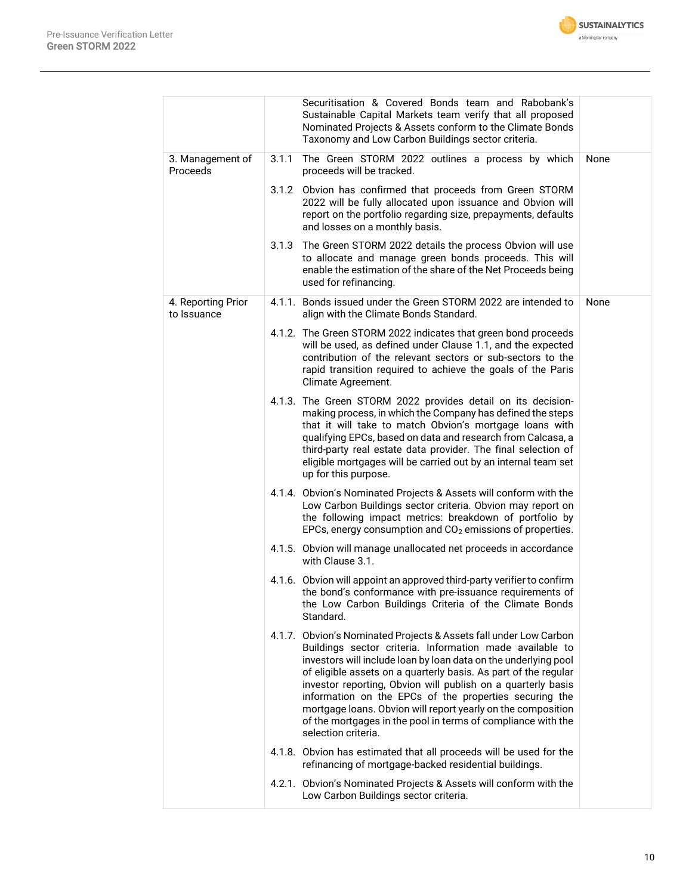| | | |
|---|---|---|
| | Securitisation & Covered Bonds team and Rabobank's Sustainable Capital Markets team verify that all proposed Nominated Projects & Assets conform to the Climate Bonds Taxonomy and Low Carbon Buildings sector criteria. | |
| 3. Management of Proceeds | 3.1.1 The Green STORM 2022 outlines a process by which proceeds will be tracked.<br><br>3.1.2 Obvion has confirmed that proceeds from Green STORM 2022 will be fully allocated upon issuance and Obvion will report on the portfolio regarding size, prepayments, defaults and losses on a monthly basis.<br><br>3.1.3 The Green STORM 2022 details the process Obvion will use to allocate and manage green bonds proceeds. This will enable the estimation of the share of the Net Proceeds being used for refinancing. | None |
| 4. Reporting Prior to Issuance | 4.1.1. Bonds issued under the Green STORM 2022 are intended to align with the Climate Bonds Standard.<br><br>4.1.2. The Green STORM 2022 indicates that green bond proceeds will be used, as defined under Clause 1.1, and the expected contribution of the relevant sectors or sub-sectors to the rapid transition required to achieve the goals of the Paris Climate Agreement.<br><br>4.1.3. The Green STORM 2022 provides detail on its decision-making process, in which the Company has defined the steps that it will take to match Obvion's mortgage loans with qualifying EPCs, based on data and research from Calcasa, a third-party real estate data provider. The final selection of eligible mortgages will be carried out by an internal team set up for this purpose.<br><br>4.1.4. Obvion's Nominated Projects & Assets will conform with the Low Carbon Buildings sector criteria. Obvion may report on the following impact metrics: breakdown of portfolio by EPCs, energy consumption and $CO_2$ emissions of properties.<br><br>4.1.5. Obvion will manage unallocated net proceeds in accordance with Clause 3.1.<br><br>4.1.6. Obvion will appoint an approved third-party verifier to confirm the bond's conformance with pre-issuance requirements of the Low Carbon Buildings Criteria of the Climate Bonds Standard.<br><br>4.1.7. Obvion's Nominated Projects & Assets fall under Low Carbon Buildings sector criteria. Information made available to investors will include loan by loan data on the underlying pool of eligible assets on a quarterly basis. As part of the regular investor reporting, Obvion will publish on a quarterly basis information on the EPCs of the properties securing the mortgage loans. Obvion will report yearly on the composition of the mortgages in the pool in terms of compliance with the selection criteria.<br><br>4.1.8. Obvion has estimated that all proceeds will be used for the refinancing of mortgage-backed residential buildings.<br><br>4.2.1. Obvion's Nominated Projects & Assets will conform with the Low Carbon Buildings sector criteria. | None |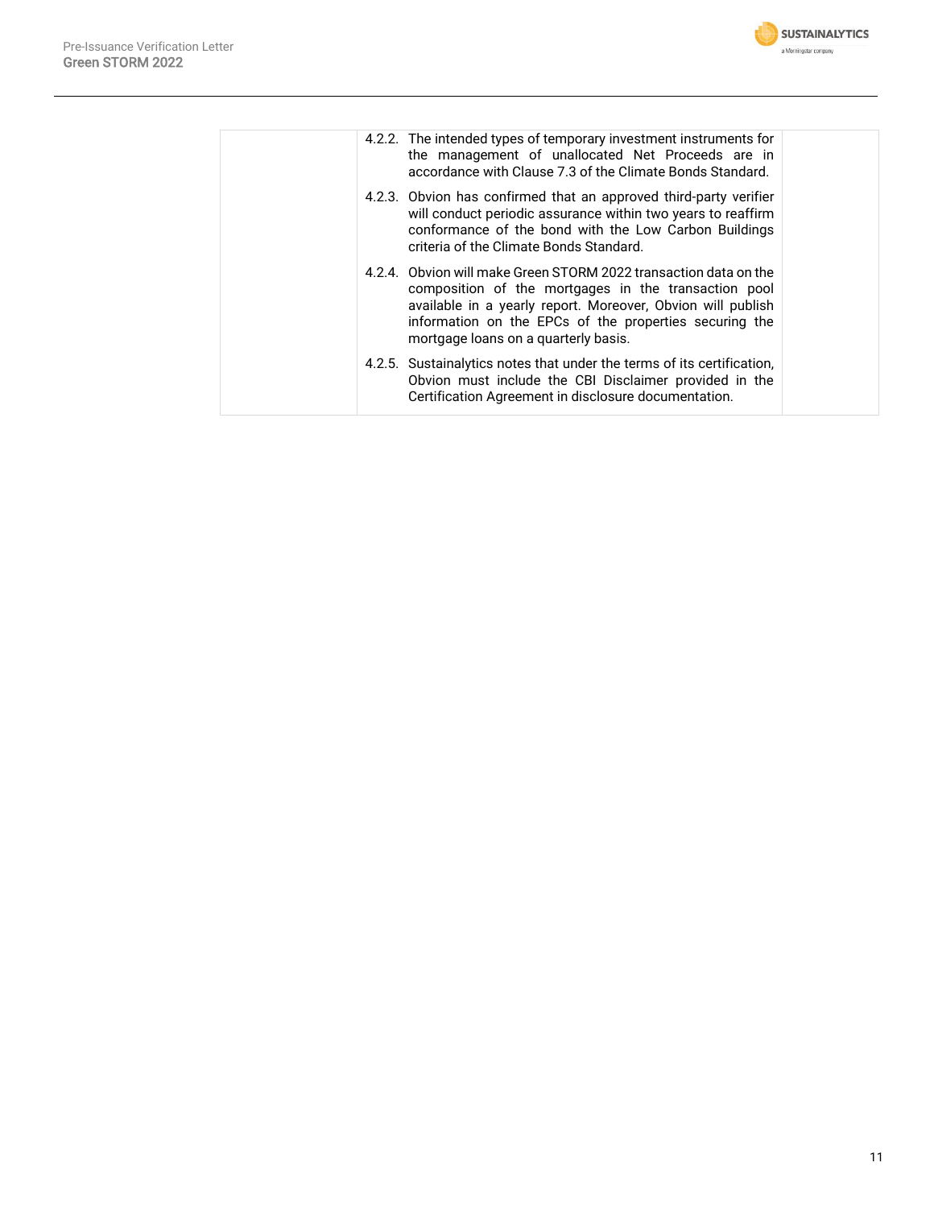|  | 4.2.2. The intended types of temporary investment instruments for the management of unallocated Net Proceeds are in accordance with Clause 7.3 of the Climate Bonds Standard.<br><br>4.2.3. Obvion has confirmed that an approved third-party verifier will conduct periodic assurance within two years to reaffirm conformance of the bond with the Low Carbon Buildings criteria of the Climate Bonds Standard.<br><br>4.2.4. Obvion will make Green STORM 2022 transaction data on the composition of the mortgages in the transaction pool available in a yearly report. Moreover, Obvion will publish information on the EPCs of the properties securing the mortgage loans on a quarterly basis.<br><br>4.2.5. Sustainalytics notes that under the terms of its certification, Obvion must include the CBI Disclaimer provided in the Certification Agreement in disclosure documentation. |  |
|---|---|---|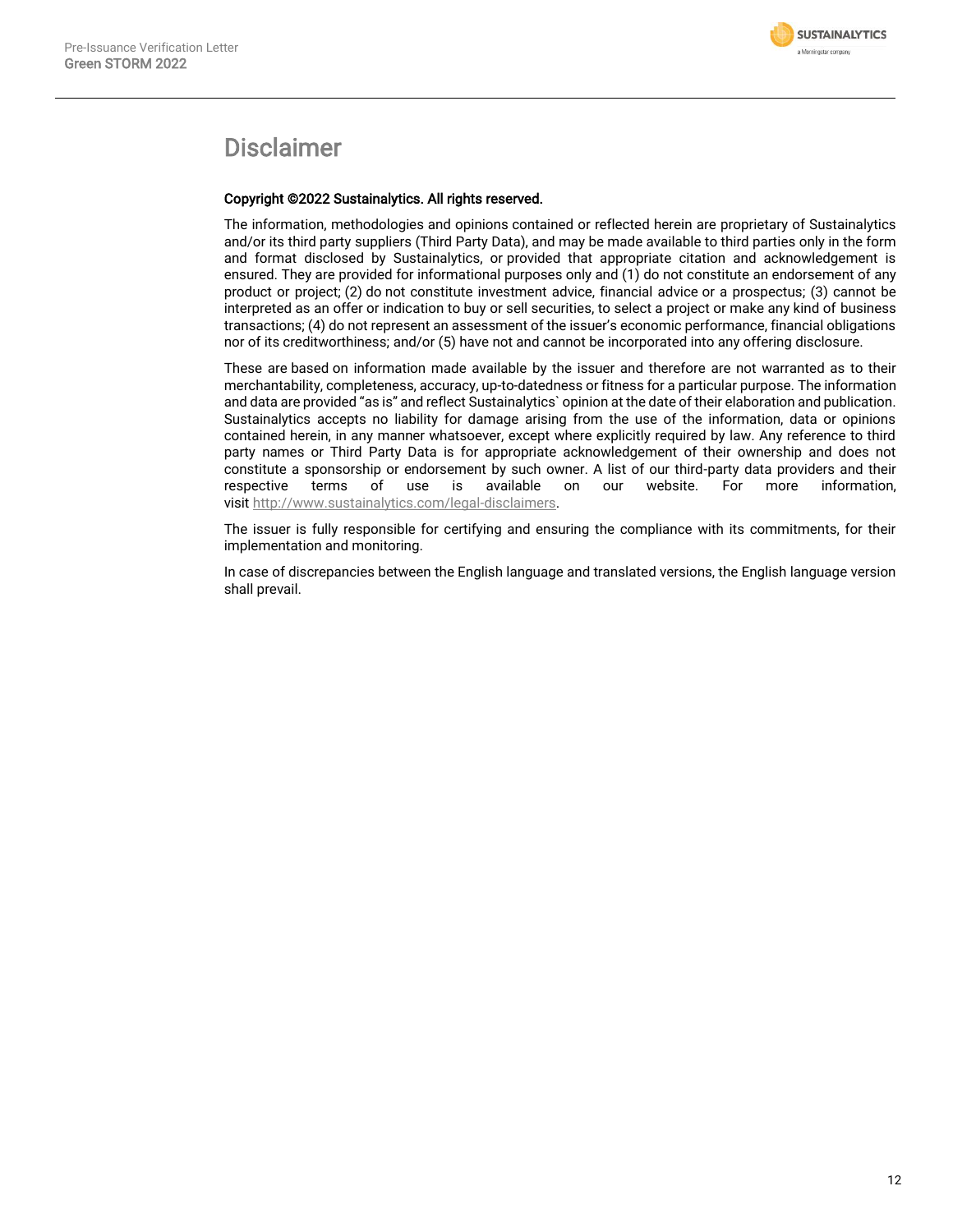# Disclaimer

**Copyright ©2022 Sustainalytics. All rights reserved.**

The information, methodologies and opinions contained or reflected herein are proprietary of Sustainalytics and/or its third party suppliers (Third Party Data), and may be made available to third parties only in the form and format disclosed by Sustainalytics, or provided that appropriate citation and acknowledgement is ensured. They are provided for informational purposes only and (1) do not constitute an endorsement of any product or project; (2) do not constitute investment advice, financial advice or a prospectus; (3) cannot be interpreted as an offer or indication to buy or sell securities, to select a project or make any kind of business transactions; (4) do not represent an assessment of the issuer's economic performance, financial obligations nor of its creditworthiness; and/or (5) have not and cannot be incorporated into any offering disclosure.

These are based on information made available by the issuer and therefore are not warranted as to their merchantability, completeness, accuracy, up-to-datedness or fitness for a particular purpose. The information and data are provided "as is" and reflect Sustainalytics` opinion at the date of their elaboration and publication. Sustainalytics accepts no liability for damage arising from the use of the information, data or opinions contained herein, in any manner whatsoever, except where explicitly required by law. Any reference to third party names or Third Party Data is for appropriate acknowledgement of their ownership and does not constitute a sponsorship or endorsement by such owner. A list of our third-party data providers and their respective terms of use is available on our website. For more information, visit http://www.sustainalytics.com/legal-disclaimers.

The issuer is fully responsible for certifying and ensuring the compliance with its commitments, for their implementation and monitoring.

In case of discrepancies between the English language and translated versions, the English language version shall prevail.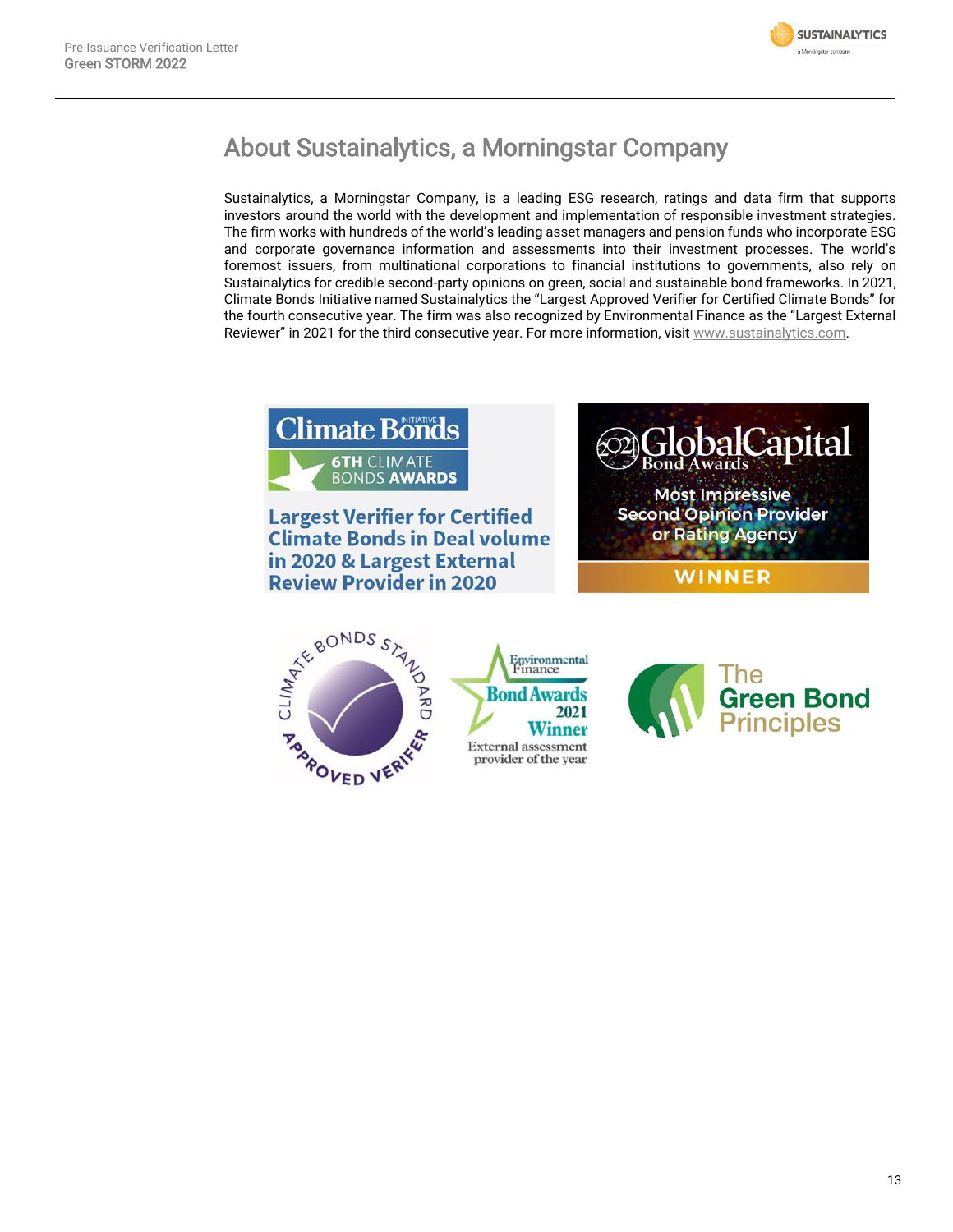# About Sustainalytics, a Morningstar Company

Sustainalytics, a Morningstar Company, is a leading ESG research, ratings and data firm that supports investors around the world with the development and implementation of responsible investment strategies. The firm works with hundreds of the world's leading asset managers and pension funds who incorporate ESG and corporate governance information and assessments into their investment processes. The world's foremost issuers, from multinational corporations to financial institutions to governments, also rely on Sustainalytics for credible second-party opinions on green, social and sustainable bond frameworks. In 2021, Climate Bonds Initiative named Sustainalytics the "Largest Approved Verifier for Certified Climate Bonds" for the fourth consecutive year. The firm was also recognized by Environmental Finance as the "Largest External Reviewer" in 2021 for the third consecutive year. For more information, visit www.sustainalytics.com.